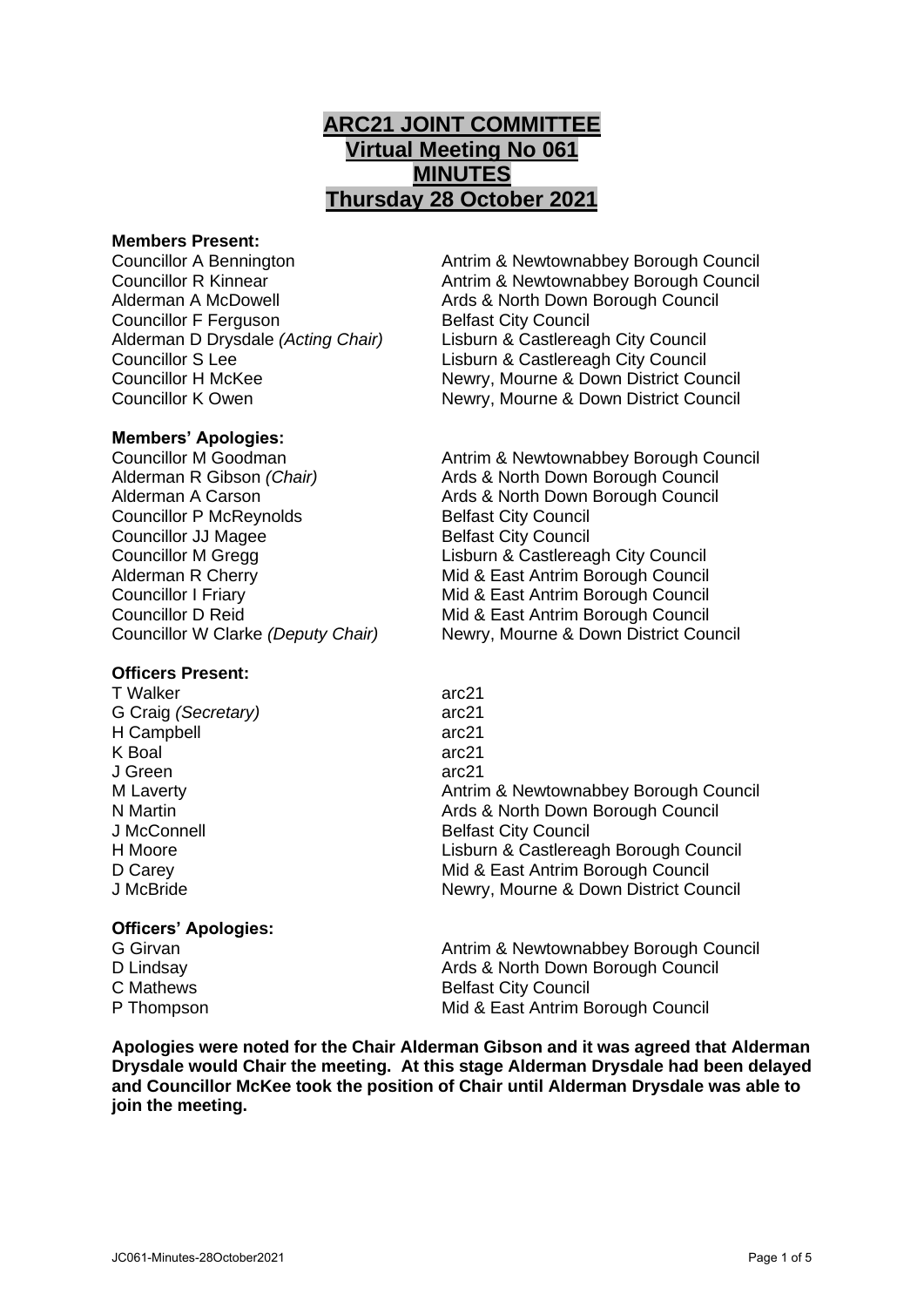# ARC21 JOINT COMMITTEE
## Virtual Meeting No 061
## MINUTES
## Thursday 28 October 2021

**Members Present:**

| | |
|---|---|
| Councillor A Bennington | Antrim & Newtownabbey Borough Council |
| Councillor R Kinnear | Antrim & Newtownabbey Borough Council |
| Alderman A McDowell | Ards & North Down Borough Council |
| Councillor F Ferguson | Belfast City Council |
| Alderman D Drysdale *(Acting Chair)* | Lisburn & Castlereagh City Council |
| Councillor S Lee | Lisburn & Castlereagh City Council |
| Councillor H McKee | Newry, Mourne & Down District Council |
| Councillor K Owen | Newry, Mourne & Down District Council |

**Members' Apologies:**

| | |
|---|---|
| Councillor M Goodman | Antrim & Newtownabbey Borough Council |
| Alderman R Gibson *(Chair)* | Ards & North Down Borough Council |
| Alderman A Carson | Ards & North Down Borough Council |
| Councillor P McReynolds | Belfast City Council |
| Councillor JJ Magee | Belfast City Council |
| Councillor M Gregg | Lisburn & Castlereagh City Council |
| Alderman R Cherry | Mid & East Antrim Borough Council |
| Councillor I Friary | Mid & East Antrim Borough Council |
| Councillor D Reid | Mid & East Antrim Borough Council |
| Councillor W Clarke *(Deputy Chair)* | Newry, Mourne & Down District Council |

**Officers Present:**

| | |
|---|---|
| T Walker | arc21 |
| G Craig *(Secretary)* | arc21 |
| H Campbell | arc21 |
| K Boal | arc21 |
| J Green | arc21 |
| M Laverty | Antrim & Newtownabbey Borough Council |
| N Martin | Ards & North Down Borough Council |
| J McConnell | Belfast City Council |
| H Moore | Lisburn & Castlereagh Borough Council |
| D Carey | Mid & East Antrim Borough Council |
| J McBride | Newry, Mourne & Down District Council |

**Officers' Apologies:**

| | |
|---|---|
| G Girvan | Antrim & Newtownabbey Borough Council |
| D Lindsay | Ards & North Down Borough Council |
| C Mathews | Belfast City Council |
| P Thompson | Mid & East Antrim Borough Council |

**Apologies were noted for the Chair Alderman Gibson and it was agreed that Alderman Drysdale would Chair the meeting. At this stage Alderman Drysdale had been delayed and Councillor McKee took the position of Chair until Alderman Drysdale was able to join the meeting.**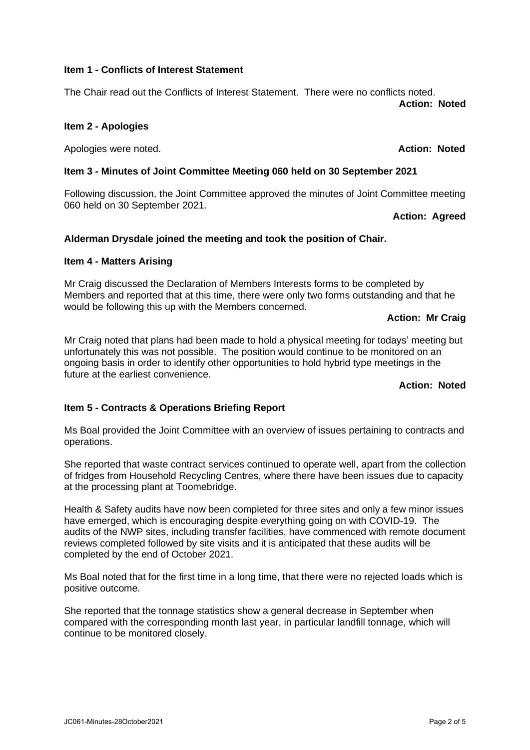**Item 1 - Conflicts of Interest Statement**

The Chair read out the Conflicts of Interest Statement. There were no conflicts noted.

**Action: Noted**

**Item 2 - Apologies**

Apologies were noted. **Action: Noted**

**Item 3 - Minutes of Joint Committee Meeting 060 held on 30 September 2021**

Following discussion, the Joint Committee approved the minutes of Joint Committee meeting 060 held on 30 September 2021.

**Action: Agreed**

**Alderman Drysdale joined the meeting and took the position of Chair.**

**Item 4 - Matters Arising**

Mr Craig discussed the Declaration of Members Interests forms to be completed by Members and reported that at this time, there were only two forms outstanding and that he would be following this up with the Members concerned.

**Action: Mr Craig**

Mr Craig noted that plans had been made to hold a physical meeting for todays' meeting but unfortunately this was not possible. The position would continue to be monitored on an ongoing basis in order to identify other opportunities to hold hybrid type meetings in the future at the earliest convenience.

**Action: Noted**

**Item 5 - Contracts & Operations Briefing Report**

Ms Boal provided the Joint Committee with an overview of issues pertaining to contracts and operations.

She reported that waste contract services continued to operate well, apart from the collection of fridges from Household Recycling Centres, where there have been issues due to capacity at the processing plant at Toomebridge.

Health & Safety audits have now been completed for three sites and only a few minor issues have emerged, which is encouraging despite everything going on with COVID-19. The audits of the NWP sites, including transfer facilities, have commenced with remote document reviews completed followed by site visits and it is anticipated that these audits will be completed by the end of October 2021.

Ms Boal noted that for the first time in a long time, that there were no rejected loads which is positive outcome.

She reported that the tonnage statistics show a general decrease in September when compared with the corresponding month last year, in particular landfill tonnage, which will continue to be monitored closely.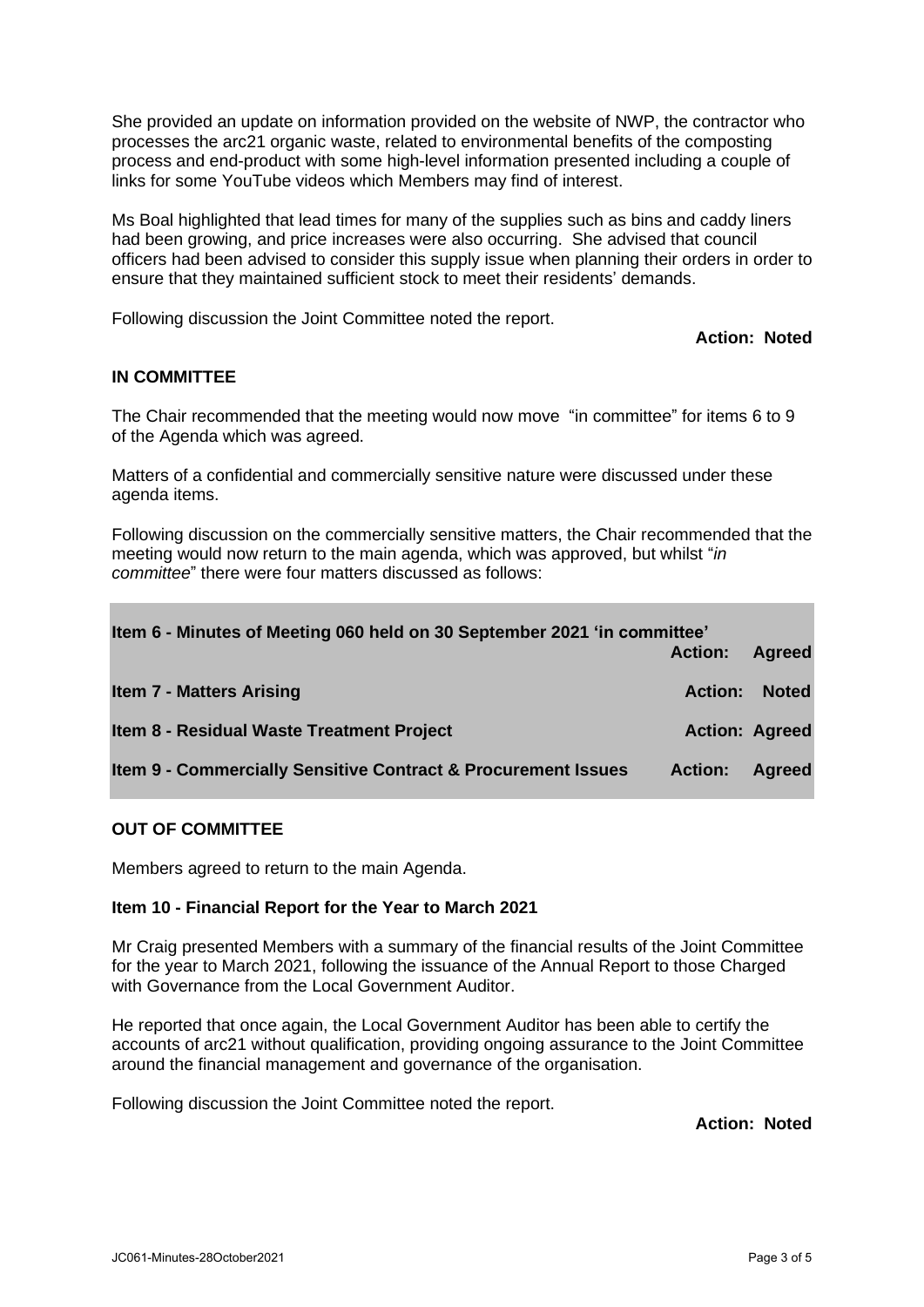She provided an update on information provided on the website of NWP, the contractor who processes the arc21 organic waste, related to environmental benefits of the composting process and end-product with some high-level information presented including a couple of links for some YouTube videos which Members may find of interest.

Ms Boal highlighted that lead times for many of the supplies such as bins and caddy liners had been growing, and price increases were also occurring. She advised that council officers had been advised to consider this supply issue when planning their orders in order to ensure that they maintained sufficient stock to meet their residents' demands.

Following discussion the Joint Committee noted the report.

**Action: Noted**

**IN COMMITTEE**

The Chair recommended that the meeting would now move "in committee" for items 6 to 9 of the Agenda which was agreed.

Matters of a confidential and commercially sensitive nature were discussed under these agenda items.

Following discussion on the commercially sensitive matters, the Chair recommended that the meeting would now return to the main agenda, which was approved, but whilst "*in committee*" there were four matters discussed as follows:

| Item | Action |
|---|---|
| **Item 6 - Minutes of Meeting 060 held on 30 September 2021 'in committee'** | **Action: Agreed** |
| **Item 7 - Matters Arising** | **Action: Noted** |
| **Item 8 - Residual Waste Treatment Project** | **Action: Agreed** |
| **Item 9 - Commercially Sensitive Contract & Procurement Issues** | **Action: Agreed** |

**OUT OF COMMITTEE**

Members agreed to return to the main Agenda.

**Item 10 - Financial Report for the Year to March 2021**

Mr Craig presented Members with a summary of the financial results of the Joint Committee for the year to March 2021, following the issuance of the Annual Report to those Charged with Governance from the Local Government Auditor.

He reported that once again, the Local Government Auditor has been able to certify the accounts of arc21 without qualification, providing ongoing assurance to the Joint Committee around the financial management and governance of the organisation.

Following discussion the Joint Committee noted the report.

**Action: Noted**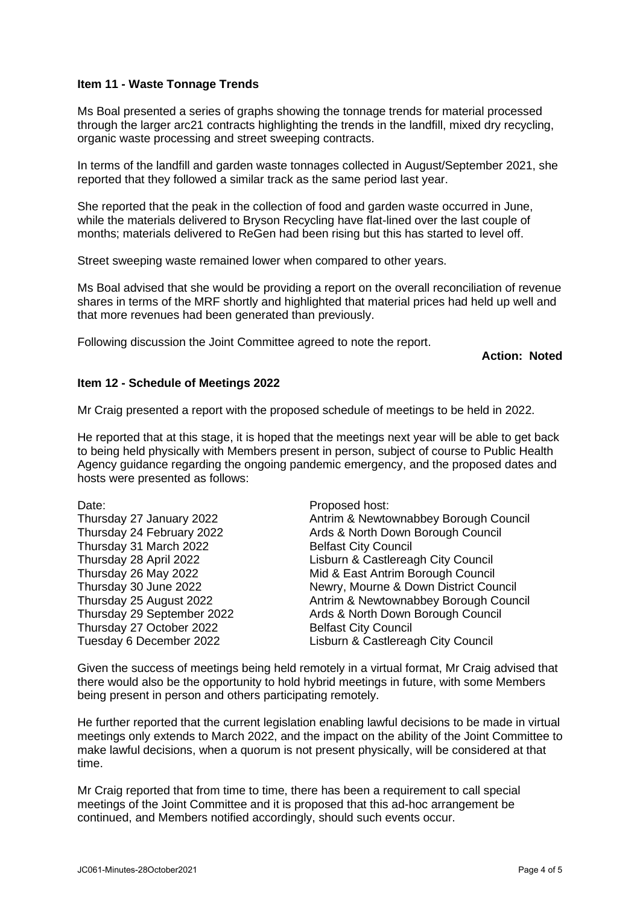**Item 11 - Waste Tonnage Trends**

Ms Boal presented a series of graphs showing the tonnage trends for material processed through the larger arc21 contracts highlighting the trends in the landfill, mixed dry recycling, organic waste processing and street sweeping contracts.

In terms of the landfill and garden waste tonnages collected in August/September 2021, she reported that they followed a similar track as the same period last year.

She reported that the peak in the collection of food and garden waste occurred in June, while the materials delivered to Bryson Recycling have flat-lined over the last couple of months; materials delivered to ReGen had been rising but this has started to level off.

Street sweeping waste remained lower when compared to other years.

Ms Boal advised that she would be providing a report on the overall reconciliation of revenue shares in terms of the MRF shortly and highlighted that material prices had held up well and that more revenues had been generated than previously.

Following discussion the Joint Committee agreed to note the report.

**Action: Noted**

**Item 12 - Schedule of Meetings 2022**

Mr Craig presented a report with the proposed schedule of meetings to be held in 2022.

He reported that at this stage, it is hoped that the meetings next year will be able to get back to being held physically with Members present in person, subject of course to Public Health Agency guidance regarding the ongoing pandemic emergency, and the proposed dates and hosts were presented as follows:

| Date: | Proposed host: |
|---|---|
| Thursday 27 January 2022 | Antrim & Newtownabbey Borough Council |
| Thursday 24 February 2022 | Ards & North Down Borough Council |
| Thursday 31 March 2022 | Belfast City Council |
| Thursday 28 April 2022 | Lisburn & Castlereagh City Council |
| Thursday 26 May 2022 | Mid & East Antrim Borough Council |
| Thursday 30 June 2022 | Newry, Mourne & Down District Council |
| Thursday 25 August 2022 | Antrim & Newtownabbey Borough Council |
| Thursday 29 September 2022 | Ards & North Down Borough Council |
| Thursday 27 October 2022 | Belfast City Council |
| Tuesday 6 December 2022 | Lisburn & Castlereagh City Council |

Given the success of meetings being held remotely in a virtual format, Mr Craig advised that there would also be the opportunity to hold hybrid meetings in future, with some Members being present in person and others participating remotely.

He further reported that the current legislation enabling lawful decisions to be made in virtual meetings only extends to March 2022, and the impact on the ability of the Joint Committee to make lawful decisions, when a quorum is not present physically, will be considered at that time.

Mr Craig reported that from time to time, there has been a requirement to call special meetings of the Joint Committee and it is proposed that this ad-hoc arrangement be continued, and Members notified accordingly, should such events occur.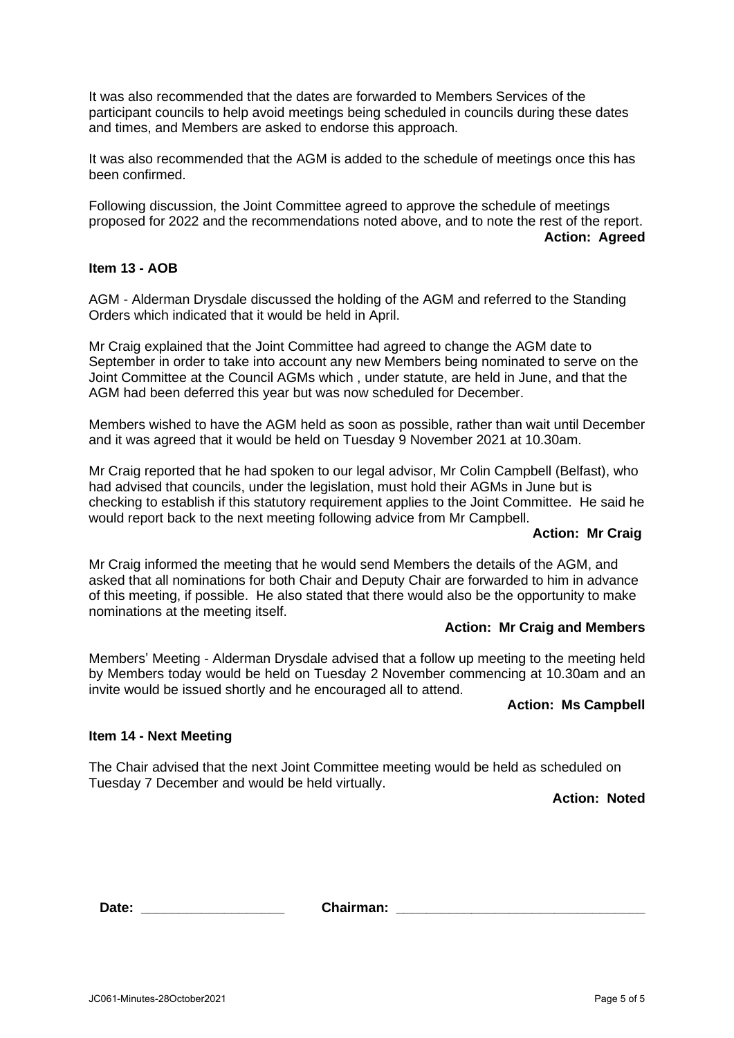It was also recommended that the dates are forwarded to Members Services of the participant councils to help avoid meetings being scheduled in councils during these dates and times, and Members are asked to endorse this approach.

It was also recommended that the AGM is added to the schedule of meetings once this has been confirmed.

Following discussion, the Joint Committee agreed to approve the schedule of meetings proposed for 2022 and the recommendations noted above, and to note the rest of the report.

**Action: Agreed**

**Item 13 - AOB**

AGM - Alderman Drysdale discussed the holding of the AGM and referred to the Standing Orders which indicated that it would be held in April.

Mr Craig explained that the Joint Committee had agreed to change the AGM date to September in order to take into account any new Members being nominated to serve on the Joint Committee at the Council AGMs which , under statute, are held in June, and that the AGM had been deferred this year but was now scheduled for December.

Members wished to have the AGM held as soon as possible, rather than wait until December and it was agreed that it would be held on Tuesday 9 November 2021 at 10.30am.

Mr Craig reported that he had spoken to our legal advisor, Mr Colin Campbell (Belfast), who had advised that councils, under the legislation, must hold their AGMs in June but is checking to establish if this statutory requirement applies to the Joint Committee. He said he would report back to the next meeting following advice from Mr Campbell.

**Action: Mr Craig**

Mr Craig informed the meeting that he would send Members the details of the AGM, and asked that all nominations for both Chair and Deputy Chair are forwarded to him in advance of this meeting, if possible. He also stated that there would also be the opportunity to make nominations at the meeting itself.

**Action: Mr Craig and Members**

Members' Meeting - Alderman Drysdale advised that a follow up meeting to the meeting held by Members today would be held on Tuesday 2 November commencing at 10.30am and an invite would be issued shortly and he encouraged all to attend.

**Action: Ms Campbell**

**Item 14 - Next Meeting**

The Chair advised that the next Joint Committee meeting would be held as scheduled on Tuesday 7 December and would be held virtually.

**Action: Noted**

**Date:** ___________________ **Chairman:** _________________________________